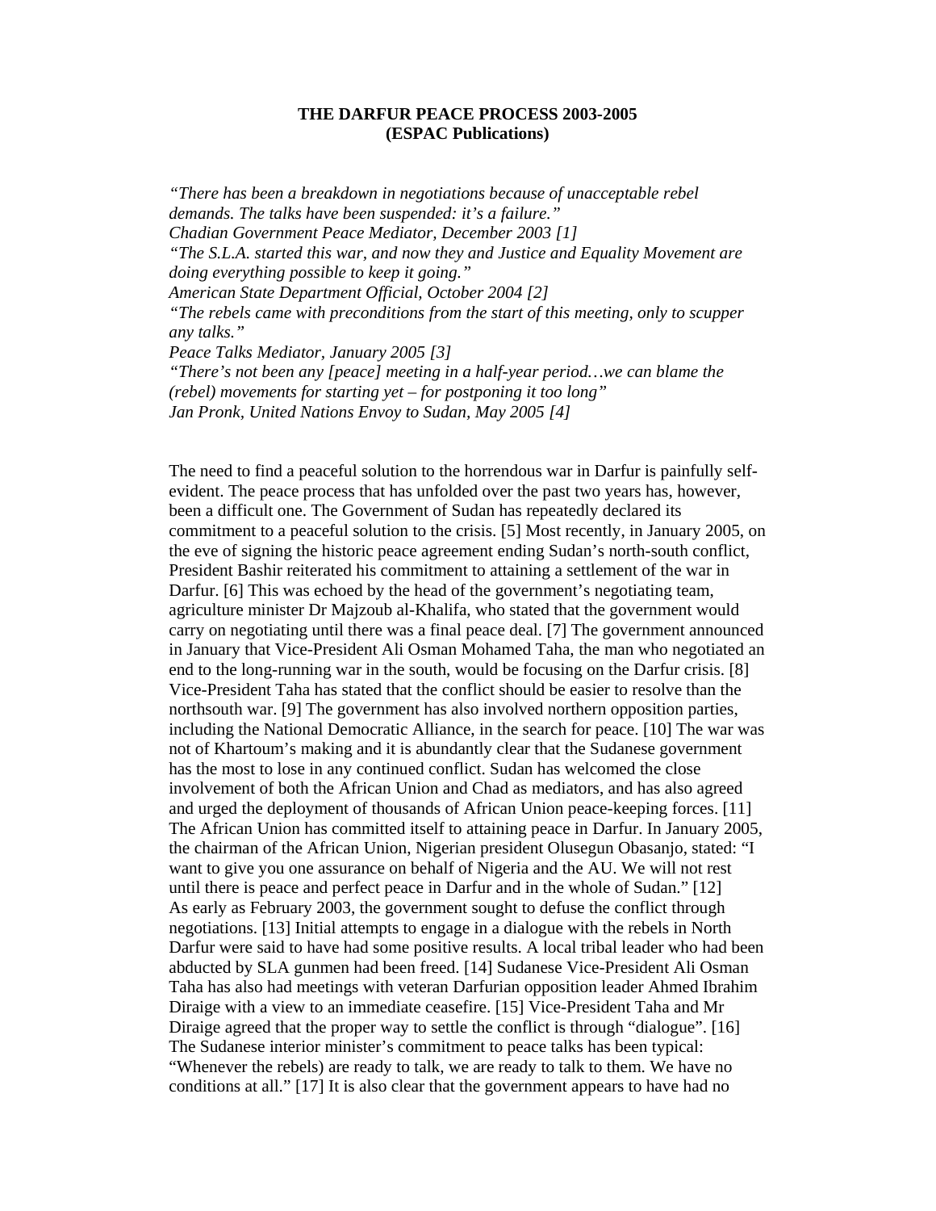**THE DARFUR PEACE PROCESS 2003-2005**
**(ESPAC Publications)**

*"There has been a breakdown in negotiations because of unacceptable rebel demands. The talks have been suspended: it's a failure."*
*Chadian Government Peace Mediator, December 2003 [1]*
*"The S.L.A. started this war, and now they and Justice and Equality Movement are doing everything possible to keep it going."*
*American State Department Official, October 2004 [2]*
*"The rebels came with preconditions from the start of this meeting, only to scupper any talks."*
*Peace Talks Mediator, January 2005 [3]*
*"There's not been any [peace] meeting in a half-year period…we can blame the (rebel) movements for starting yet – for postponing it too long"*
*Jan Pronk, United Nations Envoy to Sudan, May 2005 [4]*

The need to find a peaceful solution to the horrendous war in Darfur is painfully self-evident. The peace process that has unfolded over the past two years has, however, been a difficult one. The Government of Sudan has repeatedly declared its commitment to a peaceful solution to the crisis. [5] Most recently, in January 2005, on the eve of signing the historic peace agreement ending Sudan's north-south conflict, President Bashir reiterated his commitment to attaining a settlement of the war in Darfur. [6] This was echoed by the head of the government's negotiating team, agriculture minister Dr Majzoub al-Khalifa, who stated that the government would carry on negotiating until there was a final peace deal. [7] The government announced in January that Vice-President Ali Osman Mohamed Taha, the man who negotiated an end to the long-running war in the south, would be focusing on the Darfur crisis. [8] Vice-President Taha has stated that the conflict should be easier to resolve than the northsouth war. [9] The government has also involved northern opposition parties, including the National Democratic Alliance, in the search for peace. [10] The war was not of Khartoum's making and it is abundantly clear that the Sudanese government has the most to lose in any continued conflict. Sudan has welcomed the close involvement of both the African Union and Chad as mediators, and has also agreed and urged the deployment of thousands of African Union peace-keeping forces. [11] The African Union has committed itself to attaining peace in Darfur. In January 2005, the chairman of the African Union, Nigerian president Olusegun Obasanjo, stated: "I want to give you one assurance on behalf of Nigeria and the AU. We will not rest until there is peace and perfect peace in Darfur and in the whole of Sudan." [12]
As early as February 2003, the government sought to defuse the conflict through negotiations. [13] Initial attempts to engage in a dialogue with the rebels in North Darfur were said to have had some positive results. A local tribal leader who had been abducted by SLA gunmen had been freed. [14] Sudanese Vice-President Ali Osman Taha has also had meetings with veteran Darfurian opposition leader Ahmed Ibrahim Diraige with a view to an immediate ceasefire. [15] Vice-President Taha and Mr Diraige agreed that the proper way to settle the conflict is through "dialogue". [16] The Sudanese interior minister's commitment to peace talks has been typical: "Whenever the rebels) are ready to talk, we are ready to talk to them. We have no conditions at all." [17] It is also clear that the government appears to have had no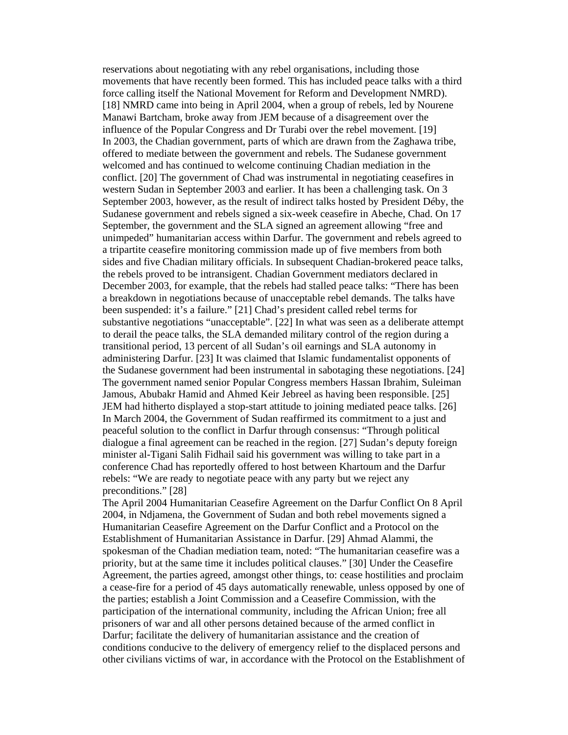reservations about negotiating with any rebel organisations, including those movements that have recently been formed. This has included peace talks with a third force calling itself the National Movement for Reform and Development NMRD). [18] NMRD came into being in April 2004, when a group of rebels, led by Nourene Manawi Bartcham, broke away from JEM because of a disagreement over the influence of the Popular Congress and Dr Turabi over the rebel movement. [19]

In 2003, the Chadian government, parts of which are drawn from the Zaghawa tribe, offered to mediate between the government and rebels. The Sudanese government welcomed and has continued to welcome continuing Chadian mediation in the conflict. [20] The government of Chad was instrumental in negotiating ceasefires in western Sudan in September 2003 and earlier. It has been a challenging task. On 3 September 2003, however, as the result of indirect talks hosted by President Déby, the Sudanese government and rebels signed a six-week ceasefire in Abeche, Chad. On 17 September, the government and the SLA signed an agreement allowing "free and unimpeded" humanitarian access within Darfur. The government and rebels agreed to a tripartite ceasefire monitoring commission made up of five members from both sides and five Chadian military officials. In subsequent Chadian-brokered peace talks, the rebels proved to be intransigent. Chadian Government mediators declared in December 2003, for example, that the rebels had stalled peace talks: "There has been a breakdown in negotiations because of unacceptable rebel demands. The talks have been suspended: it's a failure." [21] Chad's president called rebel terms for substantive negotiations "unacceptable". [22] In what was seen as a deliberate attempt to derail the peace talks, the SLA demanded military control of the region during a transitional period, 13 percent of all Sudan's oil earnings and SLA autonomy in administering Darfur. [23] It was claimed that Islamic fundamentalist opponents of the Sudanese government had been instrumental in sabotaging these negotiations. [24] The government named senior Popular Congress members Hassan Ibrahim, Suleiman Jamous, Abubakr Hamid and Ahmed Keir Jebreel as having been responsible. [25] JEM had hitherto displayed a stop-start attitude to joining mediated peace talks. [26] In March 2004, the Government of Sudan reaffirmed its commitment to a just and peaceful solution to the conflict in Darfur through consensus: "Through political dialogue a final agreement can be reached in the region. [27] Sudan's deputy foreign minister al-Tigani Salih Fidhail said his government was willing to take part in a conference Chad has reportedly offered to host between Khartoum and the Darfur rebels: "We are ready to negotiate peace with any party but we reject any preconditions." [28]

The April 2004 Humanitarian Ceasefire Agreement on the Darfur Conflict On 8 April 2004, in Ndjamena, the Government of Sudan and both rebel movements signed a Humanitarian Ceasefire Agreement on the Darfur Conflict and a Protocol on the Establishment of Humanitarian Assistance in Darfur. [29] Ahmad Alammi, the spokesman of the Chadian mediation team, noted: "The humanitarian ceasefire was a priority, but at the same time it includes political clauses." [30] Under the Ceasefire Agreement, the parties agreed, amongst other things, to: cease hostilities and proclaim a cease-fire for a period of 45 days automatically renewable, unless opposed by one of the parties; establish a Joint Commission and a Ceasefire Commission, with the participation of the international community, including the African Union; free all prisoners of war and all other persons detained because of the armed conflict in Darfur; facilitate the delivery of humanitarian assistance and the creation of conditions conducive to the delivery of emergency relief to the displaced persons and other civilians victims of war, in accordance with the Protocol on the Establishment of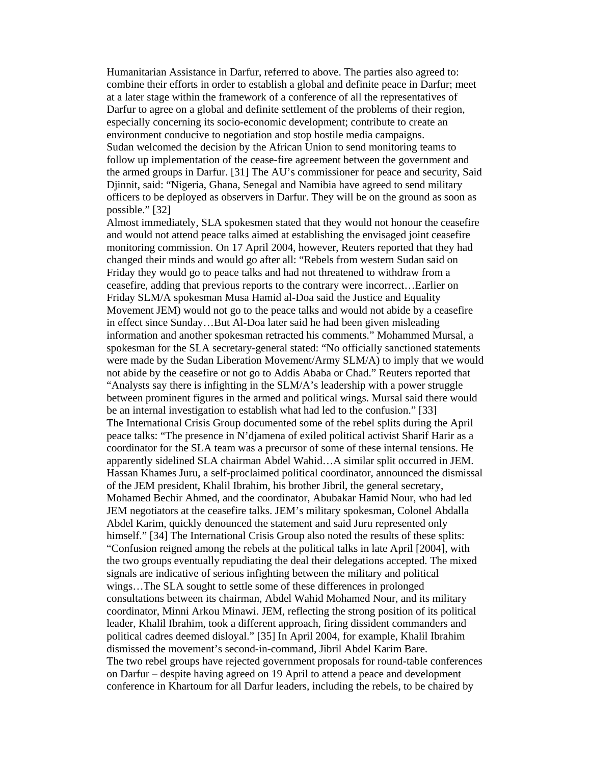Humanitarian Assistance in Darfur, referred to above. The parties also agreed to: combine their efforts in order to establish a global and definite peace in Darfur; meet at a later stage within the framework of a conference of all the representatives of Darfur to agree on a global and definite settlement of the problems of their region, especially concerning its socio-economic development; contribute to create an environment conducive to negotiation and stop hostile media campaigns.

Sudan welcomed the decision by the African Union to send monitoring teams to follow up implementation of the cease-fire agreement between the government and the armed groups in Darfur. [31] The AU's commissioner for peace and security, Said Djinnit, said: "Nigeria, Ghana, Senegal and Namibia have agreed to send military officers to be deployed as observers in Darfur. They will be on the ground as soon as possible." [32]

Almost immediately, SLA spokesmen stated that they would not honour the ceasefire and would not attend peace talks aimed at establishing the envisaged joint ceasefire monitoring commission. On 17 April 2004, however, Reuters reported that they had changed their minds and would go after all: "Rebels from western Sudan said on Friday they would go to peace talks and had not threatened to withdraw from a ceasefire, adding that previous reports to the contrary were incorrect…Earlier on Friday SLM/A spokesman Musa Hamid al-Doa said the Justice and Equality Movement JEM) would not go to the peace talks and would not abide by a ceasefire in effect since Sunday…But Al-Doa later said he had been given misleading information and another spokesman retracted his comments." Mohammed Mursal, a spokesman for the SLA secretary-general stated: "No officially sanctioned statements were made by the Sudan Liberation Movement/Army SLM/A) to imply that we would not abide by the ceasefire or not go to Addis Ababa or Chad." Reuters reported that "Analysts say there is infighting in the SLM/A's leadership with a power struggle between prominent figures in the armed and political wings. Mursal said there would be an internal investigation to establish what had led to the confusion." [33]

The International Crisis Group documented some of the rebel splits during the April peace talks: "The presence in N'djamena of exiled political activist Sharif Harir as a coordinator for the SLA team was a precursor of some of these internal tensions. He apparently sidelined SLA chairman Abdel Wahid…A similar split occurred in JEM. Hassan Khames Juru, a self-proclaimed political coordinator, announced the dismissal of the JEM president, Khalil Ibrahim, his brother Jibril, the general secretary, Mohamed Bechir Ahmed, and the coordinator, Abubakar Hamid Nour, who had led JEM negotiators at the ceasefire talks. JEM's military spokesman, Colonel Abdalla Abdel Karim, quickly denounced the statement and said Juru represented only himself." [34] The International Crisis Group also noted the results of these splits: "Confusion reigned among the rebels at the political talks in late April [2004], with the two groups eventually repudiating the deal their delegations accepted. The mixed signals are indicative of serious infighting between the military and political wings…The SLA sought to settle some of these differences in prolonged consultations between its chairman, Abdel Wahid Mohamed Nour, and its military coordinator, Minni Arkou Minawi. JEM, reflecting the strong position of its political leader, Khalil Ibrahim, took a different approach, firing dissident commanders and political cadres deemed disloyal." [35] In April 2004, for example, Khalil Ibrahim dismissed the movement's second-in-command, Jibril Abdel Karim Bare.

The two rebel groups have rejected government proposals for round-table conferences on Darfur – despite having agreed on 19 April to attend a peace and development conference in Khartoum for all Darfur leaders, including the rebels, to be chaired by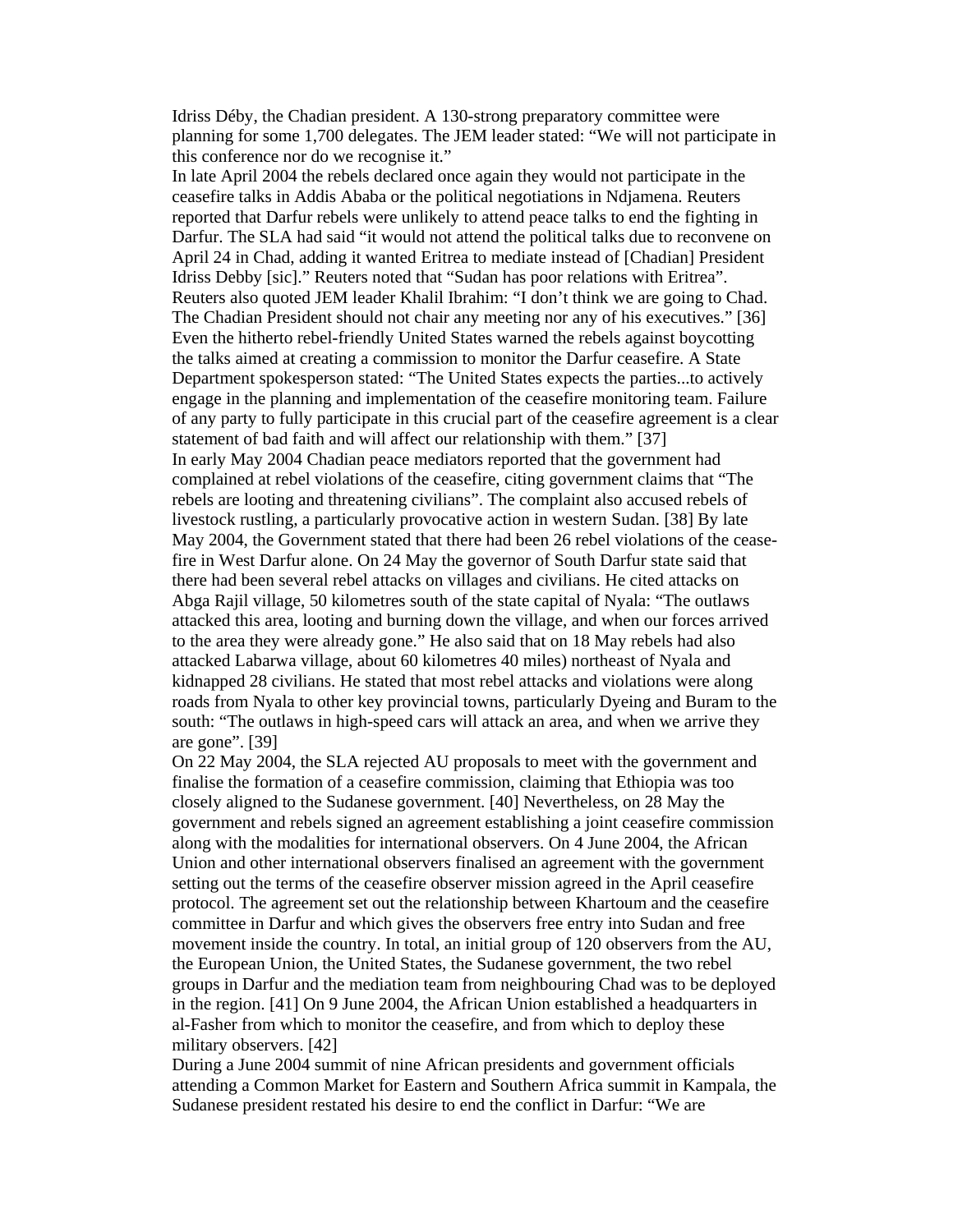Idriss Déby, the Chadian president. A 130-strong preparatory committee were planning for some 1,700 delegates. The JEM leader stated: "We will not participate in this conference nor do we recognise it."

In late April 2004 the rebels declared once again they would not participate in the ceasefire talks in Addis Ababa or the political negotiations in Ndjamena. Reuters reported that Darfur rebels were unlikely to attend peace talks to end the fighting in Darfur. The SLA had said "it would not attend the political talks due to reconvene on April 24 in Chad, adding it wanted Eritrea to mediate instead of [Chadian] President Idriss Debby [sic]." Reuters noted that "Sudan has poor relations with Eritrea". Reuters also quoted JEM leader Khalil Ibrahim: "I don't think we are going to Chad. The Chadian President should not chair any meeting nor any of his executives." [36] Even the hitherto rebel-friendly United States warned the rebels against boycotting the talks aimed at creating a commission to monitor the Darfur ceasefire. A State Department spokesperson stated: "The United States expects the parties...to actively engage in the planning and implementation of the ceasefire monitoring team. Failure of any party to fully participate in this crucial part of the ceasefire agreement is a clear statement of bad faith and will affect our relationship with them." [37]

In early May 2004 Chadian peace mediators reported that the government had complained at rebel violations of the ceasefire, citing government claims that "The rebels are looting and threatening civilians". The complaint also accused rebels of livestock rustling, a particularly provocative action in western Sudan. [38] By late May 2004, the Government stated that there had been 26 rebel violations of the cease-fire in West Darfur alone. On 24 May the governor of South Darfur state said that there had been several rebel attacks on villages and civilians. He cited attacks on Abga Rajil village, 50 kilometres south of the state capital of Nyala: "The outlaws attacked this area, looting and burning down the village, and when our forces arrived to the area they were already gone." He also said that on 18 May rebels had also attacked Labarwa village, about 60 kilometres 40 miles) northeast of Nyala and kidnapped 28 civilians. He stated that most rebel attacks and violations were along roads from Nyala to other key provincial towns, particularly Dyeing and Buram to the south: "The outlaws in high-speed cars will attack an area, and when we arrive they are gone". [39]

On 22 May 2004, the SLA rejected AU proposals to meet with the government and finalise the formation of a ceasefire commission, claiming that Ethiopia was too closely aligned to the Sudanese government. [40] Nevertheless, on 28 May the government and rebels signed an agreement establishing a joint ceasefire commission along with the modalities for international observers. On 4 June 2004, the African Union and other international observers finalised an agreement with the government setting out the terms of the ceasefire observer mission agreed in the April ceasefire protocol. The agreement set out the relationship between Khartoum and the ceasefire committee in Darfur and which gives the observers free entry into Sudan and free movement inside the country. In total, an initial group of 120 observers from the AU, the European Union, the United States, the Sudanese government, the two rebel groups in Darfur and the mediation team from neighbouring Chad was to be deployed in the region. [41] On 9 June 2004, the African Union established a headquarters in al-Fasher from which to monitor the ceasefire, and from which to deploy these military observers. [42]

During a June 2004 summit of nine African presidents and government officials attending a Common Market for Eastern and Southern Africa summit in Kampala, the Sudanese president restated his desire to end the conflict in Darfur: "We are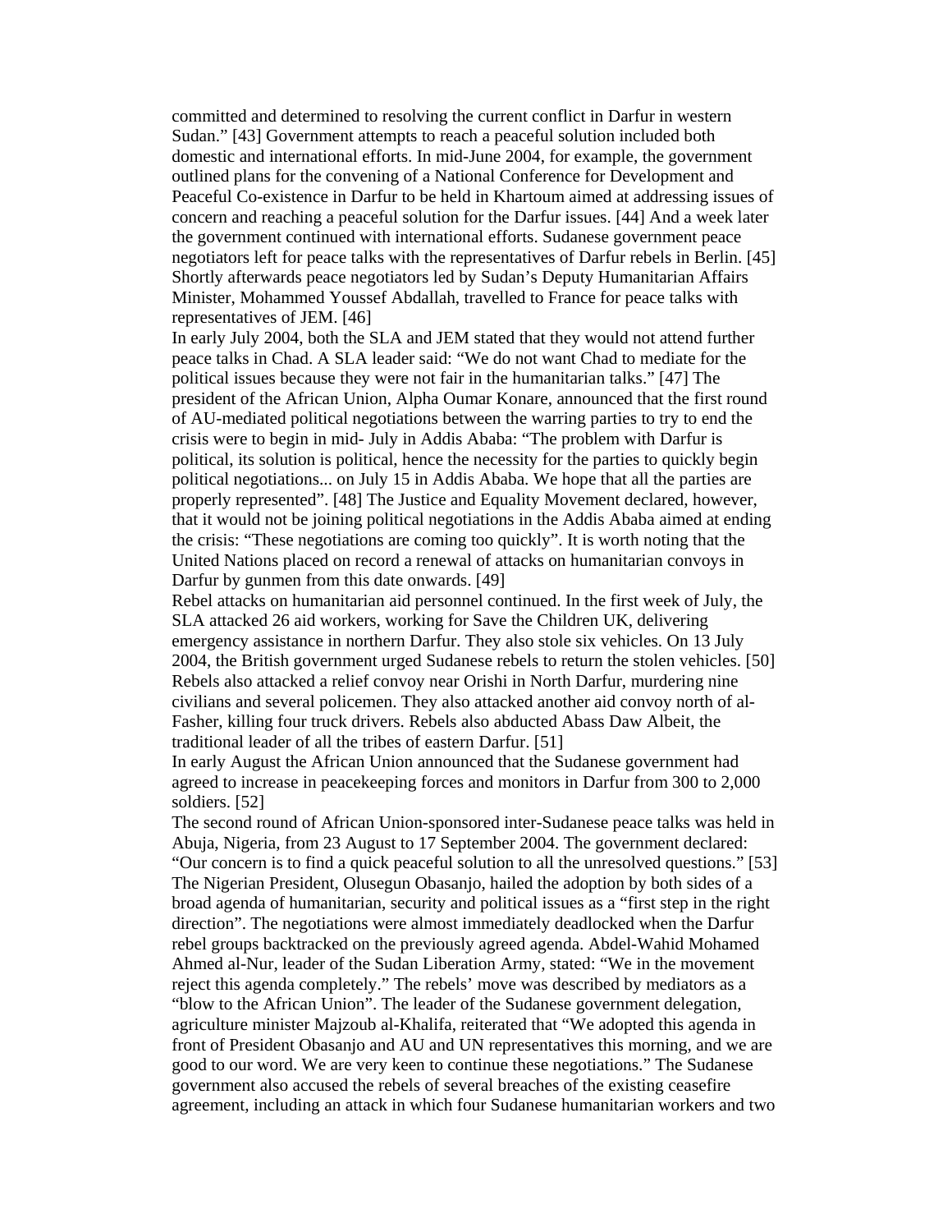committed and determined to resolving the current conflict in Darfur in western Sudan.” [43] Government attempts to reach a peaceful solution included both domestic and international efforts. In mid-June 2004, for example, the government outlined plans for the convening of a National Conference for Development and Peaceful Co-existence in Darfur to be held in Khartoum aimed at addressing issues of concern and reaching a peaceful solution for the Darfur issues. [44] And a week later the government continued with international efforts. Sudanese government peace negotiators left for peace talks with the representatives of Darfur rebels in Berlin. [45] Shortly afterwards peace negotiators led by Sudan’s Deputy Humanitarian Affairs Minister, Mohammed Youssef Abdallah, travelled to France for peace talks with representatives of JEM. [46]

In early July 2004, both the SLA and JEM stated that they would not attend further peace talks in Chad. A SLA leader said: “We do not want Chad to mediate for the political issues because they were not fair in the humanitarian talks.” [47] The president of the African Union, Alpha Oumar Konare, announced that the first round of AU-mediated political negotiations between the warring parties to try to end the crisis were to begin in mid- July in Addis Ababa: “The problem with Darfur is political, its solution is political, hence the necessity for the parties to quickly begin political negotiations... on July 15 in Addis Ababa. We hope that all the parties are properly represented”. [48] The Justice and Equality Movement declared, however, that it would not be joining political negotiations in the Addis Ababa aimed at ending the crisis: “These negotiations are coming too quickly”. It is worth noting that the United Nations placed on record a renewal of attacks on humanitarian convoys in Darfur by gunmen from this date onwards. [49]

Rebel attacks on humanitarian aid personnel continued. In the first week of July, the SLA attacked 26 aid workers, working for Save the Children UK, delivering emergency assistance in northern Darfur. They also stole six vehicles. On 13 July 2004, the British government urged Sudanese rebels to return the stolen vehicles. [50] Rebels also attacked a relief convoy near Orishi in North Darfur, murdering nine civilians and several policemen. They also attacked another aid convoy north of al-Fasher, killing four truck drivers. Rebels also abducted Abass Daw Albeit, the traditional leader of all the tribes of eastern Darfur. [51]

In early August the African Union announced that the Sudanese government had agreed to increase in peacekeeping forces and monitors in Darfur from 300 to 2,000 soldiers. [52]

The second round of African Union-sponsored inter-Sudanese peace talks was held in Abuja, Nigeria, from 23 August to 17 September 2004. The government declared: “Our concern is to find a quick peaceful solution to all the unresolved questions.” [53] The Nigerian President, Olusegun Obasanjo, hailed the adoption by both sides of a broad agenda of humanitarian, security and political issues as a “first step in the right direction”. The negotiations were almost immediately deadlocked when the Darfur rebel groups backtracked on the previously agreed agenda. Abdel-Wahid Mohamed Ahmed al-Nur, leader of the Sudan Liberation Army, stated: “We in the movement reject this agenda completely.” The rebels’ move was described by mediators as a “blow to the African Union”. The leader of the Sudanese government delegation, agriculture minister Majzoub al-Khalifa, reiterated that “We adopted this agenda in front of President Obasanjo and AU and UN representatives this morning, and we are good to our word. We are very keen to continue these negotiations.” The Sudanese government also accused the rebels of several breaches of the existing ceasefire agreement, including an attack in which four Sudanese humanitarian workers and two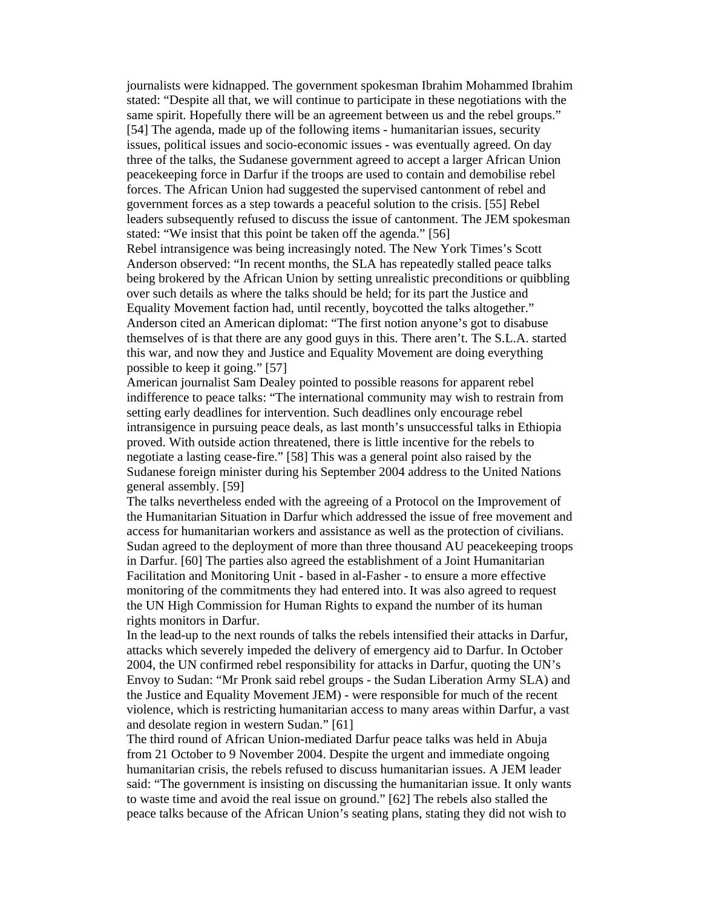journalists were kidnapped. The government spokesman Ibrahim Mohammed Ibrahim stated: "Despite all that, we will continue to participate in these negotiations with the same spirit. Hopefully there will be an agreement between us and the rebel groups." [54] The agenda, made up of the following items - humanitarian issues, security issues, political issues and socio-economic issues - was eventually agreed. On day three of the talks, the Sudanese government agreed to accept a larger African Union peacekeeping force in Darfur if the troops are used to contain and demobilise rebel forces. The African Union had suggested the supervised cantonment of rebel and government forces as a step towards a peaceful solution to the crisis. [55] Rebel leaders subsequently refused to discuss the issue of cantonment. The JEM spokesman stated: "We insist that this point be taken off the agenda." [56]

Rebel intransigence was being increasingly noted. The New York Times's Scott Anderson observed: "In recent months, the SLA has repeatedly stalled peace talks being brokered by the African Union by setting unrealistic preconditions or quibbling over such details as where the talks should be held; for its part the Justice and Equality Movement faction had, until recently, boycotted the talks altogether." Anderson cited an American diplomat: "The first notion anyone's got to disabuse themselves of is that there are any good guys in this. There aren't. The S.L.A. started this war, and now they and Justice and Equality Movement are doing everything possible to keep it going." [57]

American journalist Sam Dealey pointed to possible reasons for apparent rebel indifference to peace talks: "The international community may wish to restrain from setting early deadlines for intervention. Such deadlines only encourage rebel intransigence in pursuing peace deals, as last month's unsuccessful talks in Ethiopia proved. With outside action threatened, there is little incentive for the rebels to negotiate a lasting cease-fire." [58] This was a general point also raised by the Sudanese foreign minister during his September 2004 address to the United Nations general assembly. [59]

The talks nevertheless ended with the agreeing of a Protocol on the Improvement of the Humanitarian Situation in Darfur which addressed the issue of free movement and access for humanitarian workers and assistance as well as the protection of civilians. Sudan agreed to the deployment of more than three thousand AU peacekeeping troops in Darfur. [60] The parties also agreed the establishment of a Joint Humanitarian Facilitation and Monitoring Unit - based in al-Fasher - to ensure a more effective monitoring of the commitments they had entered into. It was also agreed to request the UN High Commission for Human Rights to expand the number of its human rights monitors in Darfur.

In the lead-up to the next rounds of talks the rebels intensified their attacks in Darfur, attacks which severely impeded the delivery of emergency aid to Darfur. In October 2004, the UN confirmed rebel responsibility for attacks in Darfur, quoting the UN's Envoy to Sudan: "Mr Pronk said rebel groups - the Sudan Liberation Army SLA) and the Justice and Equality Movement JEM) - were responsible for much of the recent violence, which is restricting humanitarian access to many areas within Darfur, a vast and desolate region in western Sudan." [61]

The third round of African Union-mediated Darfur peace talks was held in Abuja from 21 October to 9 November 2004. Despite the urgent and immediate ongoing humanitarian crisis, the rebels refused to discuss humanitarian issues. A JEM leader said: "The government is insisting on discussing the humanitarian issue. It only wants to waste time and avoid the real issue on ground." [62] The rebels also stalled the peace talks because of the African Union's seating plans, stating they did not wish to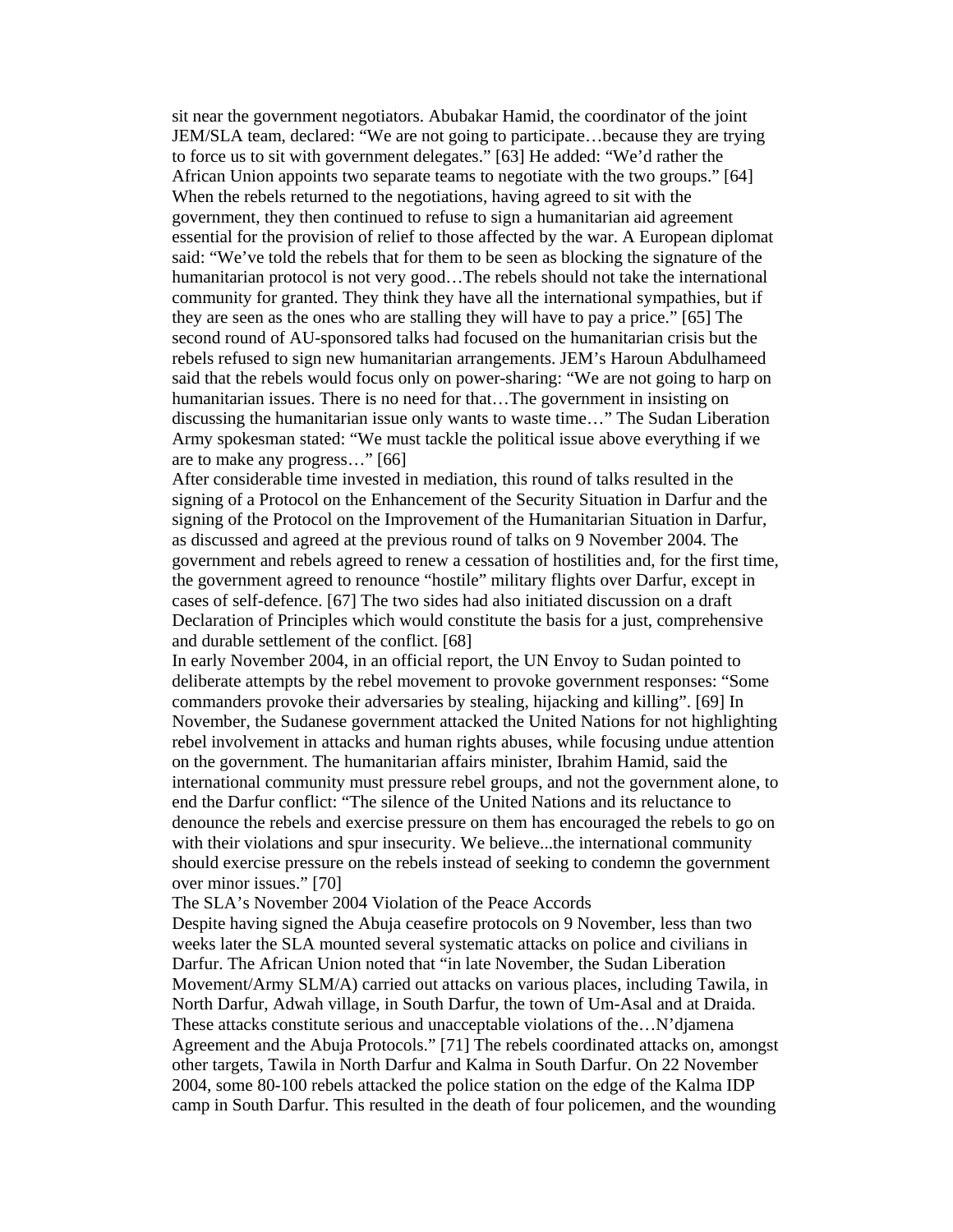sit near the government negotiators. Abubakar Hamid, the coordinator of the joint JEM/SLA team, declared: "We are not going to participate…because they are trying to force us to sit with government delegates." [63] He added: "We'd rather the African Union appoints two separate teams to negotiate with the two groups." [64] When the rebels returned to the negotiations, having agreed to sit with the government, they then continued to refuse to sign a humanitarian aid agreement essential for the provision of relief to those affected by the war. A European diplomat said: "We've told the rebels that for them to be seen as blocking the signature of the humanitarian protocol is not very good…The rebels should not take the international community for granted. They think they have all the international sympathies, but if they are seen as the ones who are stalling they will have to pay a price." [65] The second round of AU-sponsored talks had focused on the humanitarian crisis but the rebels refused to sign new humanitarian arrangements. JEM's Haroun Abdulhameed said that the rebels would focus only on power-sharing: "We are not going to harp on humanitarian issues. There is no need for that…The government in insisting on discussing the humanitarian issue only wants to waste time…" The Sudan Liberation Army spokesman stated: "We must tackle the political issue above everything if we are to make any progress…" [66]

After considerable time invested in mediation, this round of talks resulted in the signing of a Protocol on the Enhancement of the Security Situation in Darfur and the signing of the Protocol on the Improvement of the Humanitarian Situation in Darfur, as discussed and agreed at the previous round of talks on 9 November 2004. The government and rebels agreed to renew a cessation of hostilities and, for the first time, the government agreed to renounce "hostile" military flights over Darfur, except in cases of self-defence. [67] The two sides had also initiated discussion on a draft Declaration of Principles which would constitute the basis for a just, comprehensive and durable settlement of the conflict. [68]

In early November 2004, in an official report, the UN Envoy to Sudan pointed to deliberate attempts by the rebel movement to provoke government responses: "Some commanders provoke their adversaries by stealing, hijacking and killing". [69] In November, the Sudanese government attacked the United Nations for not highlighting rebel involvement in attacks and human rights abuses, while focusing undue attention on the government. The humanitarian affairs minister, Ibrahim Hamid, said the international community must pressure rebel groups, and not the government alone, to end the Darfur conflict: "The silence of the United Nations and its reluctance to denounce the rebels and exercise pressure on them has encouraged the rebels to go on with their violations and spur insecurity. We believe...the international community should exercise pressure on the rebels instead of seeking to condemn the government over minor issues." [70]

## The SLA's November 2004 Violation of the Peace Accords

Despite having signed the Abuja ceasefire protocols on 9 November, less than two weeks later the SLA mounted several systematic attacks on police and civilians in Darfur. The African Union noted that "in late November, the Sudan Liberation Movement/Army SLM/A) carried out attacks on various places, including Tawila, in North Darfur, Adwah village, in South Darfur, the town of Um-Asal and at Draida. These attacks constitute serious and unacceptable violations of the…N'djamena Agreement and the Abuja Protocols." [71] The rebels coordinated attacks on, amongst other targets, Tawila in North Darfur and Kalma in South Darfur. On 22 November 2004, some 80-100 rebels attacked the police station on the edge of the Kalma IDP camp in South Darfur. This resulted in the death of four policemen, and the wounding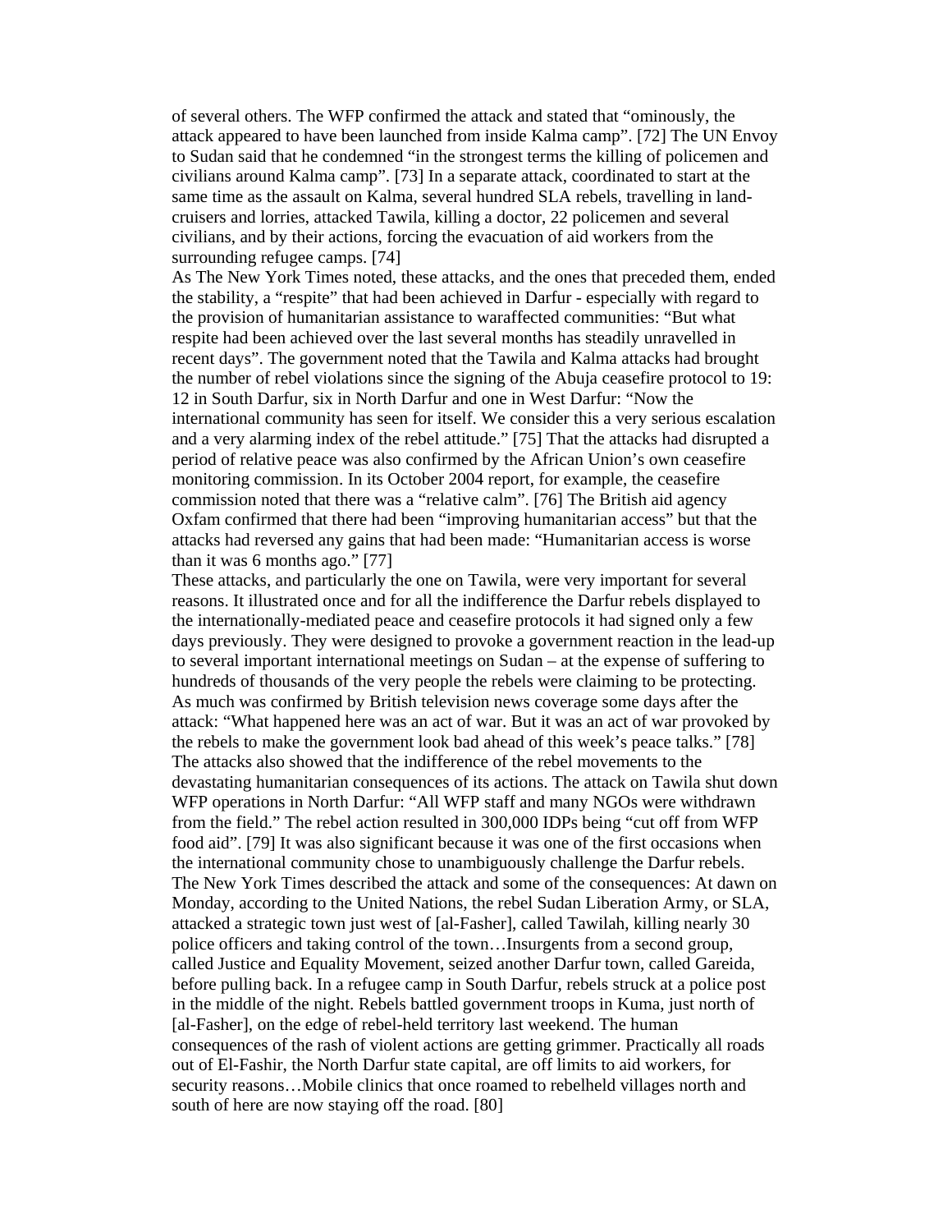of several others. The WFP confirmed the attack and stated that "ominously, the attack appeared to have been launched from inside Kalma camp". [72] The UN Envoy to Sudan said that he condemned "in the strongest terms the killing of policemen and civilians around Kalma camp". [73] In a separate attack, coordinated to start at the same time as the assault on Kalma, several hundred SLA rebels, travelling in land-cruisers and lorries, attacked Tawila, killing a doctor, 22 policemen and several civilians, and by their actions, forcing the evacuation of aid workers from the surrounding refugee camps. [74]

As The New York Times noted, these attacks, and the ones that preceded them, ended the stability, a "respite" that had been achieved in Darfur - especially with regard to the provision of humanitarian assistance to waraffected communities: "But what respite had been achieved over the last several months has steadily unravelled in recent days". The government noted that the Tawila and Kalma attacks had brought the number of rebel violations since the signing of the Abuja ceasefire protocol to 19: 12 in South Darfur, six in North Darfur and one in West Darfur: "Now the international community has seen for itself. We consider this a very serious escalation and a very alarming index of the rebel attitude." [75] That the attacks had disrupted a period of relative peace was also confirmed by the African Union's own ceasefire monitoring commission. In its October 2004 report, for example, the ceasefire commission noted that there was a "relative calm". [76] The British aid agency Oxfam confirmed that there had been "improving humanitarian access" but that the attacks had reversed any gains that had been made: "Humanitarian access is worse than it was 6 months ago." [77]

These attacks, and particularly the one on Tawila, were very important for several reasons. It illustrated once and for all the indifference the Darfur rebels displayed to the internationally-mediated peace and ceasefire protocols it had signed only a few days previously. They were designed to provoke a government reaction in the lead-up to several important international meetings on Sudan – at the expense of suffering to hundreds of thousands of the very people the rebels were claiming to be protecting. As much was confirmed by British television news coverage some days after the attack: "What happened here was an act of war. But it was an act of war provoked by the rebels to make the government look bad ahead of this week's peace talks." [78] The attacks also showed that the indifference of the rebel movements to the devastating humanitarian consequences of its actions. The attack on Tawila shut down WFP operations in North Darfur: "All WFP staff and many NGOs were withdrawn from the field." The rebel action resulted in 300,000 IDPs being "cut off from WFP food aid". [79] It was also significant because it was one of the first occasions when the international community chose to unambiguously challenge the Darfur rebels. The New York Times described the attack and some of the consequences: At dawn on Monday, according to the United Nations, the rebel Sudan Liberation Army, or SLA, attacked a strategic town just west of [al-Fasher], called Tawilah, killing nearly 30 police officers and taking control of the town…Insurgents from a second group, called Justice and Equality Movement, seized another Darfur town, called Gareida, before pulling back. In a refugee camp in South Darfur, rebels struck at a police post in the middle of the night. Rebels battled government troops in Kuma, just north of [al-Fasher], on the edge of rebel-held territory last weekend. The human consequences of the rash of violent actions are getting grimmer. Practically all roads out of El-Fashir, the North Darfur state capital, are off limits to aid workers, for security reasons…Mobile clinics that once roamed to rebelheld villages north and south of here are now staying off the road. [80]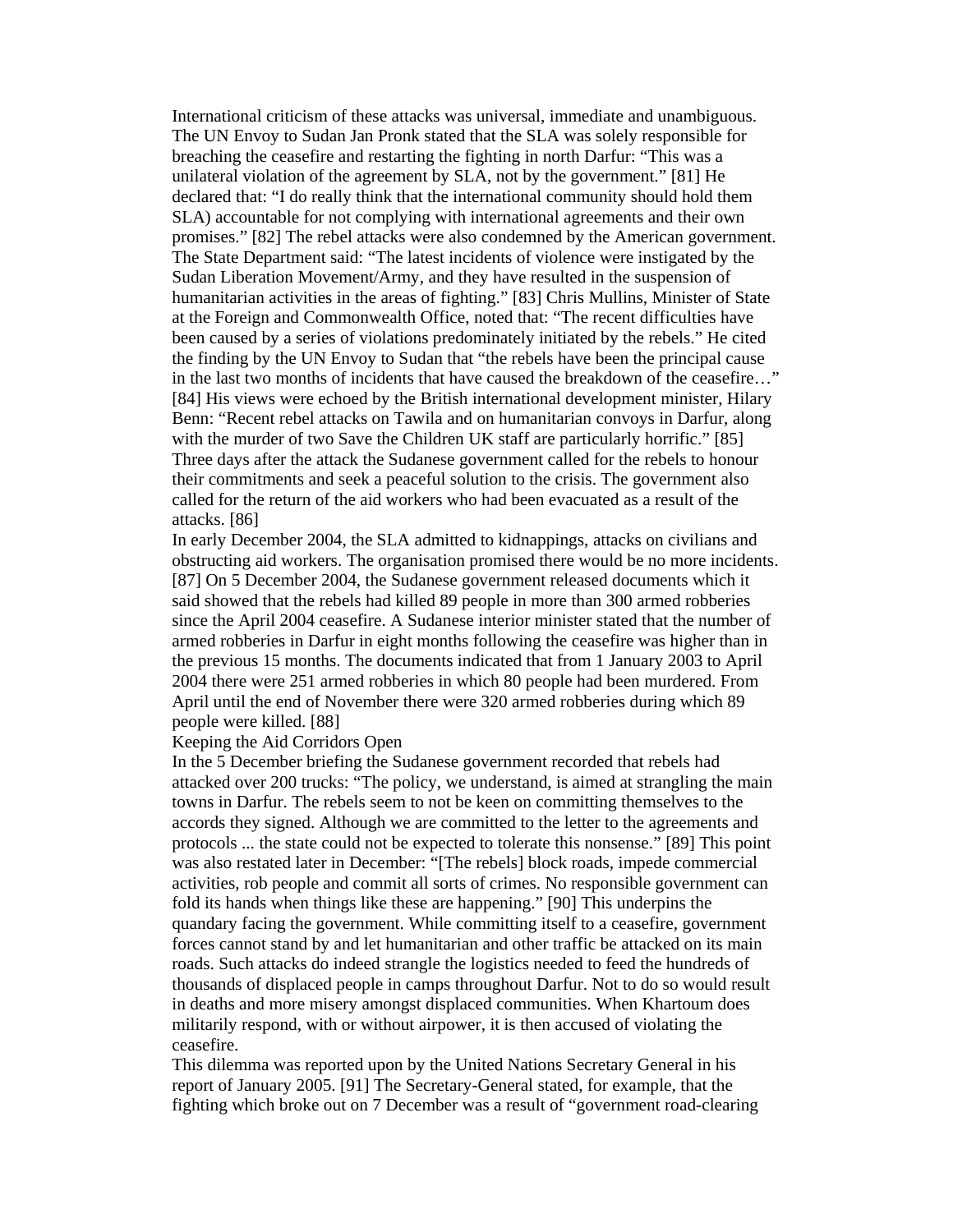International criticism of these attacks was universal, immediate and unambiguous. The UN Envoy to Sudan Jan Pronk stated that the SLA was solely responsible for breaching the ceasefire and restarting the fighting in north Darfur: “This was a unilateral violation of the agreement by SLA, not by the government.” [81] He declared that: “I do really think that the international community should hold them SLA) accountable for not complying with international agreements and their own promises.” [82] The rebel attacks were also condemned by the American government. The State Department said: “The latest incidents of violence were instigated by the Sudan Liberation Movement/Army, and they have resulted in the suspension of humanitarian activities in the areas of fighting.” [83] Chris Mullins, Minister of State at the Foreign and Commonwealth Office, noted that: “The recent difficulties have been caused by a series of violations predominately initiated by the rebels.” He cited the finding by the UN Envoy to Sudan that “the rebels have been the principal cause in the last two months of incidents that have caused the breakdown of the ceasefire…” [84] His views were echoed by the British international development minister, Hilary Benn: “Recent rebel attacks on Tawila and on humanitarian convoys in Darfur, along with the murder of two Save the Children UK staff are particularly horrific.” [85] Three days after the attack the Sudanese government called for the rebels to honour their commitments and seek a peaceful solution to the crisis. The government also called for the return of the aid workers who had been evacuated as a result of the attacks. [86]

In early December 2004, the SLA admitted to kidnappings, attacks on civilians and obstructing aid workers. The organisation promised there would be no more incidents. [87] On 5 December 2004, the Sudanese government released documents which it said showed that the rebels had killed 89 people in more than 300 armed robberies since the April 2004 ceasefire. A Sudanese interior minister stated that the number of armed robberies in Darfur in eight months following the ceasefire was higher than in the previous 15 months. The documents indicated that from 1 January 2003 to April 2004 there were 251 armed robberies in which 80 people had been murdered. From April until the end of November there were 320 armed robberies during which 89 people were killed. [88]

## Keeping the Aid Corridors Open

In the 5 December briefing the Sudanese government recorded that rebels had attacked over 200 trucks: “The policy, we understand, is aimed at strangling the main towns in Darfur. The rebels seem to not be keen on committing themselves to the accords they signed. Although we are committed to the letter to the agreements and protocols ... the state could not be expected to tolerate this nonsense.” [89] This point was also restated later in December: “[The rebels] block roads, impede commercial activities, rob people and commit all sorts of crimes. No responsible government can fold its hands when things like these are happening.” [90] This underpins the quandary facing the government. While committing itself to a ceasefire, government forces cannot stand by and let humanitarian and other traffic be attacked on its main roads. Such attacks do indeed strangle the logistics needed to feed the hundreds of thousands of displaced people in camps throughout Darfur. Not to do so would result in deaths and more misery amongst displaced communities. When Khartoum does militarily respond, with or without airpower, it is then accused of violating the ceasefire.

This dilemma was reported upon by the United Nations Secretary General in his report of January 2005. [91] The Secretary-General stated, for example, that the fighting which broke out on 7 December was a result of “government road-clearing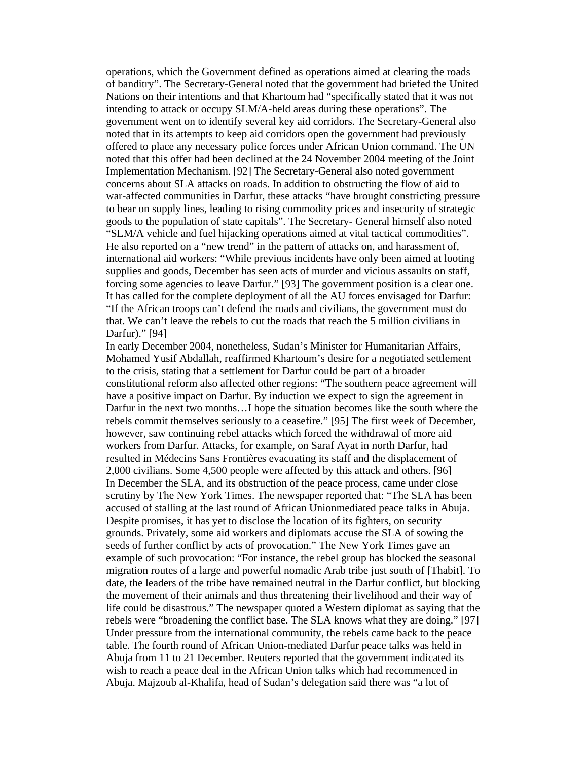operations, which the Government defined as operations aimed at clearing the roads of banditry". The Secretary-General noted that the government had briefed the United Nations on their intentions and that Khartoum had "specifically stated that it was not intending to attack or occupy SLM/A-held areas during these operations". The government went on to identify several key aid corridors. The Secretary-General also noted that in its attempts to keep aid corridors open the government had previously offered to place any necessary police forces under African Union command. The UN noted that this offer had been declined at the 24 November 2004 meeting of the Joint Implementation Mechanism. [92] The Secretary-General also noted government concerns about SLA attacks on roads. In addition to obstructing the flow of aid to war-affected communities in Darfur, these attacks "have brought constricting pressure to bear on supply lines, leading to rising commodity prices and insecurity of strategic goods to the population of state capitals". The Secretary- General himself also noted "SLM/A vehicle and fuel hijacking operations aimed at vital tactical commodities". He also reported on a "new trend" in the pattern of attacks on, and harassment of, international aid workers: "While previous incidents have only been aimed at looting supplies and goods, December has seen acts of murder and vicious assaults on staff, forcing some agencies to leave Darfur." [93] The government position is a clear one. It has called for the complete deployment of all the AU forces envisaged for Darfur: "If the African troops can't defend the roads and civilians, the government must do that. We can't leave the rebels to cut the roads that reach the 5 million civilians in Darfur)." [94]

In early December 2004, nonetheless, Sudan's Minister for Humanitarian Affairs, Mohamed Yusif Abdallah, reaffirmed Khartoum's desire for a negotiated settlement to the crisis, stating that a settlement for Darfur could be part of a broader constitutional reform also affected other regions: "The southern peace agreement will have a positive impact on Darfur. By induction we expect to sign the agreement in Darfur in the next two months…I hope the situation becomes like the south where the rebels commit themselves seriously to a ceasefire." [95] The first week of December, however, saw continuing rebel attacks which forced the withdrawal of more aid workers from Darfur. Attacks, for example, on Saraf Ayat in north Darfur, had resulted in Médecins Sans Frontières evacuating its staff and the displacement of 2,000 civilians. Some 4,500 people were affected by this attack and others. [96]

In December the SLA, and its obstruction of the peace process, came under close scrutiny by The New York Times. The newspaper reported that: "The SLA has been accused of stalling at the last round of African Unionmediated peace talks in Abuja. Despite promises, it has yet to disclose the location of its fighters, on security grounds. Privately, some aid workers and diplomats accuse the SLA of sowing the seeds of further conflict by acts of provocation." The New York Times gave an example of such provocation: "For instance, the rebel group has blocked the seasonal migration routes of a large and powerful nomadic Arab tribe just south of [Thabit]. To date, the leaders of the tribe have remained neutral in the Darfur conflict, but blocking the movement of their animals and thus threatening their livelihood and their way of life could be disastrous." The newspaper quoted a Western diplomat as saying that the rebels were "broadening the conflict base. The SLA knows what they are doing." [97]

Under pressure from the international community, the rebels came back to the peace table. The fourth round of African Union-mediated Darfur peace talks was held in Abuja from 11 to 21 December. Reuters reported that the government indicated its wish to reach a peace deal in the African Union talks which had recommenced in Abuja. Majzoub al-Khalifa, head of Sudan's delegation said there was "a lot of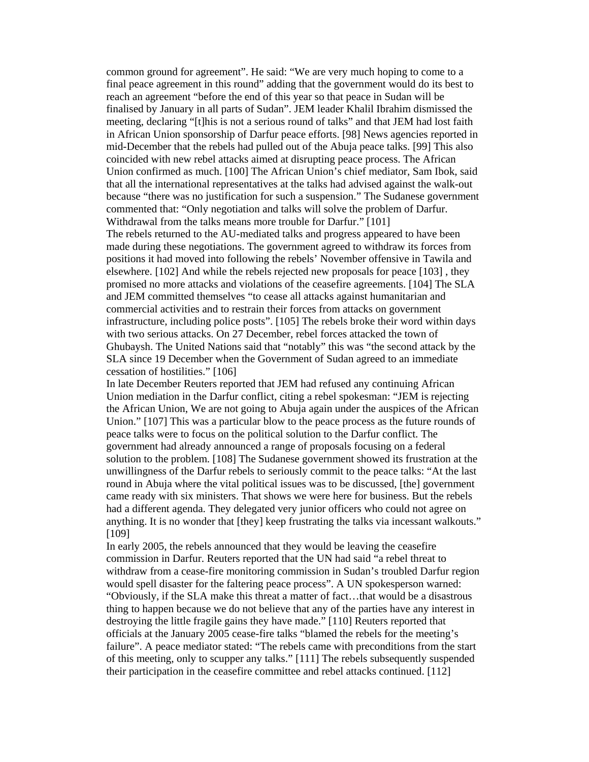common ground for agreement". He said: "We are very much hoping to come to a final peace agreement in this round" adding that the government would do its best to reach an agreement "before the end of this year so that peace in Sudan will be finalised by January in all parts of Sudan". JEM leader Khalil Ibrahim dismissed the meeting, declaring "[t]his is not a serious round of talks" and that JEM had lost faith in African Union sponsorship of Darfur peace efforts. [98] News agencies reported in mid-December that the rebels had pulled out of the Abuja peace talks. [99] This also coincided with new rebel attacks aimed at disrupting peace process. The African Union confirmed as much. [100] The African Union's chief mediator, Sam Ibok, said that all the international representatives at the talks had advised against the walk-out because "there was no justification for such a suspension." The Sudanese government commented that: "Only negotiation and talks will solve the problem of Darfur. Withdrawal from the talks means more trouble for Darfur." [101]

The rebels returned to the AU-mediated talks and progress appeared to have been made during these negotiations. The government agreed to withdraw its forces from positions it had moved into following the rebels' November offensive in Tawila and elsewhere. [102] And while the rebels rejected new proposals for peace [103] , they promised no more attacks and violations of the ceasefire agreements. [104] The SLA and JEM committed themselves "to cease all attacks against humanitarian and commercial activities and to restrain their forces from attacks on government infrastructure, including police posts". [105] The rebels broke their word within days with two serious attacks. On 27 December, rebel forces attacked the town of Ghubaysh. The United Nations said that "notably" this was "the second attack by the SLA since 19 December when the Government of Sudan agreed to an immediate cessation of hostilities." [106]

In late December Reuters reported that JEM had refused any continuing African Union mediation in the Darfur conflict, citing a rebel spokesman: "JEM is rejecting the African Union, We are not going to Abuja again under the auspices of the African Union." [107] This was a particular blow to the peace process as the future rounds of peace talks were to focus on the political solution to the Darfur conflict. The government had already announced a range of proposals focusing on a federal solution to the problem. [108] The Sudanese government showed its frustration at the unwillingness of the Darfur rebels to seriously commit to the peace talks: "At the last round in Abuja where the vital political issues was to be discussed, [the] government came ready with six ministers. That shows we were here for business. But the rebels had a different agenda. They delegated very junior officers who could not agree on anything. It is no wonder that [they] keep frustrating the talks via incessant walkouts." [109]

In early 2005, the rebels announced that they would be leaving the ceasefire commission in Darfur. Reuters reported that the UN had said "a rebel threat to withdraw from a cease-fire monitoring commission in Sudan's troubled Darfur region would spell disaster for the faltering peace process". A UN spokesperson warned: "Obviously, if the SLA make this threat a matter of fact…that would be a disastrous thing to happen because we do not believe that any of the parties have any interest in destroying the little fragile gains they have made." [110] Reuters reported that officials at the January 2005 cease-fire talks "blamed the rebels for the meeting's failure". A peace mediator stated: "The rebels came with preconditions from the start of this meeting, only to scupper any talks." [111] The rebels subsequently suspended their participation in the ceasefire committee and rebel attacks continued. [112]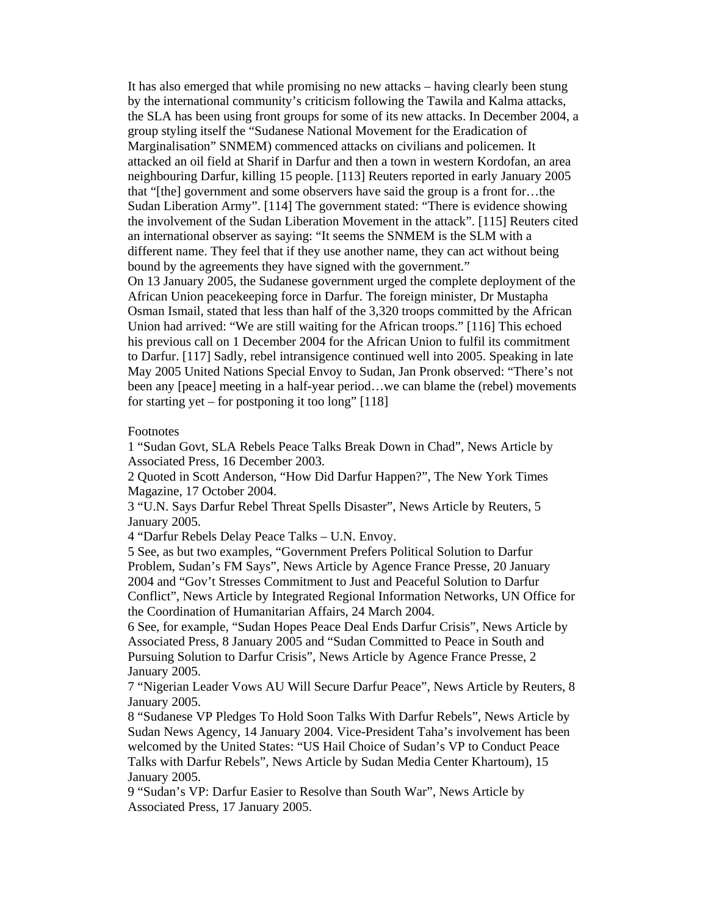It has also emerged that while promising no new attacks – having clearly been stung by the international community's criticism following the Tawila and Kalma attacks, the SLA has been using front groups for some of its new attacks. In December 2004, a group styling itself the "Sudanese National Movement for the Eradication of Marginalisation" SNMEM) commenced attacks on civilians and policemen. It attacked an oil field at Sharif in Darfur and then a town in western Kordofan, an area neighbouring Darfur, killing 15 people. [113] Reuters reported in early January 2005 that "[the] government and some observers have said the group is a front for…the Sudan Liberation Army". [114] The government stated: "There is evidence showing the involvement of the Sudan Liberation Movement in the attack". [115] Reuters cited an international observer as saying: "It seems the SNMEM is the SLM with a different name. They feel that if they use another name, they can act without being bound by the agreements they have signed with the government."

On 13 January 2005, the Sudanese government urged the complete deployment of the African Union peacekeeping force in Darfur. The foreign minister, Dr Mustapha Osman Ismail, stated that less than half of the 3,320 troops committed by the African Union had arrived: "We are still waiting for the African troops." [116] This echoed his previous call on 1 December 2004 for the African Union to fulfil its commitment to Darfur. [117] Sadly, rebel intransigence continued well into 2005. Speaking in late May 2005 United Nations Special Envoy to Sudan, Jan Pronk observed: "There's not been any [peace] meeting in a half-year period…we can blame the (rebel) movements for starting yet – for postponing it too long" [118]

Footnotes

1 "Sudan Govt, SLA Rebels Peace Talks Break Down in Chad", News Article by Associated Press, 16 December 2003.

2 Quoted in Scott Anderson, "How Did Darfur Happen?", The New York Times Magazine, 17 October 2004.

3 "U.N. Says Darfur Rebel Threat Spells Disaster", News Article by Reuters, 5 January 2005.

4 "Darfur Rebels Delay Peace Talks – U.N. Envoy.

5 See, as but two examples, "Government Prefers Political Solution to Darfur Problem, Sudan's FM Says", News Article by Agence France Presse, 20 January 2004 and "Gov't Stresses Commitment to Just and Peaceful Solution to Darfur Conflict", News Article by Integrated Regional Information Networks, UN Office for the Coordination of Humanitarian Affairs, 24 March 2004.

6 See, for example, "Sudan Hopes Peace Deal Ends Darfur Crisis", News Article by Associated Press, 8 January 2005 and "Sudan Committed to Peace in South and Pursuing Solution to Darfur Crisis", News Article by Agence France Presse, 2 January 2005.

7 "Nigerian Leader Vows AU Will Secure Darfur Peace", News Article by Reuters, 8 January 2005.

8 "Sudanese VP Pledges To Hold Soon Talks With Darfur Rebels", News Article by Sudan News Agency, 14 January 2004. Vice-President Taha's involvement has been welcomed by the United States: "US Hail Choice of Sudan's VP to Conduct Peace Talks with Darfur Rebels", News Article by Sudan Media Center Khartoum), 15 January 2005.

9 "Sudan's VP: Darfur Easier to Resolve than South War", News Article by Associated Press, 17 January 2005.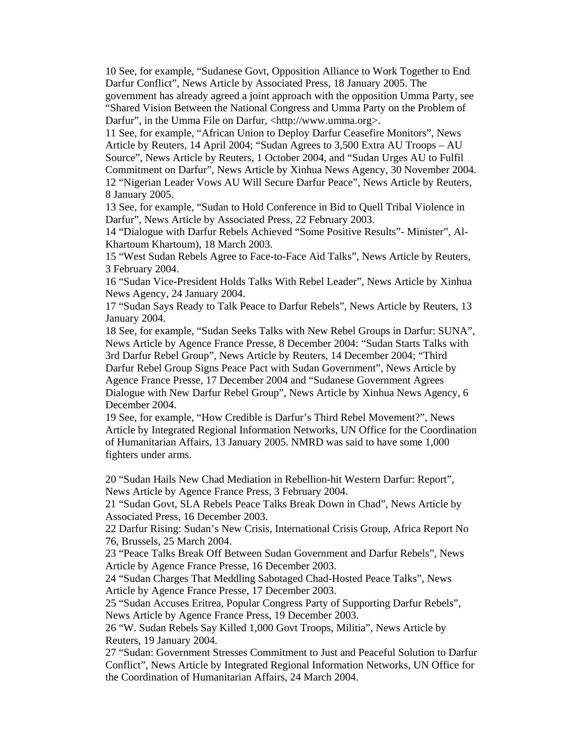10 See, for example, "Sudanese Govt, Opposition Alliance to Work Together to End Darfur Conflict", News Article by Associated Press, 18 January 2005. The government has already agreed a joint approach with the opposition Umma Party, see "Shared Vision Between the National Congress and Umma Party on the Problem of Darfur", in the Umma File on Darfur, <http://www.umma.org>.

11 See, for example, "African Union to Deploy Darfur Ceasefire Monitors", News Article by Reuters, 14 April 2004; "Sudan Agrees to 3,500 Extra AU Troops – AU Source", News Article by Reuters, 1 October 2004, and "Sudan Urges AU to Fulfil Commitment on Darfur", News Article by Xinhua News Agency, 30 November 2004.

12 "Nigerian Leader Vows AU Will Secure Darfur Peace", News Article by Reuters, 8 January 2005.

13 See, for example, "Sudan to Hold Conference in Bid to Quell Tribal Violence in Darfur", News Article by Associated Press, 22 February 2003.

14 "Dialogue with Darfur Rebels Achieved "Some Positive Results"- Minister", Al-Khartoum Khartoum), 18 March 2003.

15 "West Sudan Rebels Agree to Face-to-Face Aid Talks", News Article by Reuters, 3 February 2004.

16 "Sudan Vice-President Holds Talks With Rebel Leader", News Article by Xinhua News Agency, 24 January 2004.

17 "Sudan Says Ready to Talk Peace to Darfur Rebels", News Article by Reuters, 13 January 2004.

18 See, for example, "Sudan Seeks Talks with New Rebel Groups in Darfur: SUNA", News Article by Agence France Presse, 8 December 2004: "Sudan Starts Talks with 3rd Darfur Rebel Group", News Article by Reuters, 14 December 2004; "Third Darfur Rebel Group Signs Peace Pact with Sudan Government", News Article by Agence France Presse, 17 December 2004 and "Sudanese Government Agrees Dialogue with New Darfur Rebel Group", News Article by Xinhua News Agency, 6 December 2004.

19 See, for example, "How Credible is Darfur's Third Rebel Movement?", News Article by Integrated Regional Information Networks, UN Office for the Coordination of Humanitarian Affairs, 13 January 2005. NMRD was said to have some 1,000 fighters under arms.

20 "Sudan Hails New Chad Mediation in Rebellion-hit Western Darfur: Report", News Article by Agence France Press, 3 February 2004.

21 "Sudan Govt, SLA Rebels Peace Talks Break Down in Chad", News Article by Associated Press, 16 December 2003.

22 Darfur Rising: Sudan's New Crisis, International Crisis Group, Africa Report No 76, Brussels, 25 March 2004.

23 "Peace Talks Break Off Between Sudan Government and Darfur Rebels", News Article by Agence France Presse, 16 December 2003.

24 "Sudan Charges That Meddling Sabotaged Chad-Hosted Peace Talks", News Article by Agence France Presse, 17 December 2003.

25 "Sudan Accuses Eritrea, Popular Congress Party of Supporting Darfur Rebels", News Article by Agence France Press, 19 December 2003.

26 "W. Sudan Rebels Say Killed 1,000 Govt Troops, Militia", News Article by Reuters, 19 January 2004.

27 "Sudan: Government Stresses Commitment to Just and Peaceful Solution to Darfur Conflict", News Article by Integrated Regional Information Networks, UN Office for the Coordination of Humanitarian Affairs, 24 March 2004.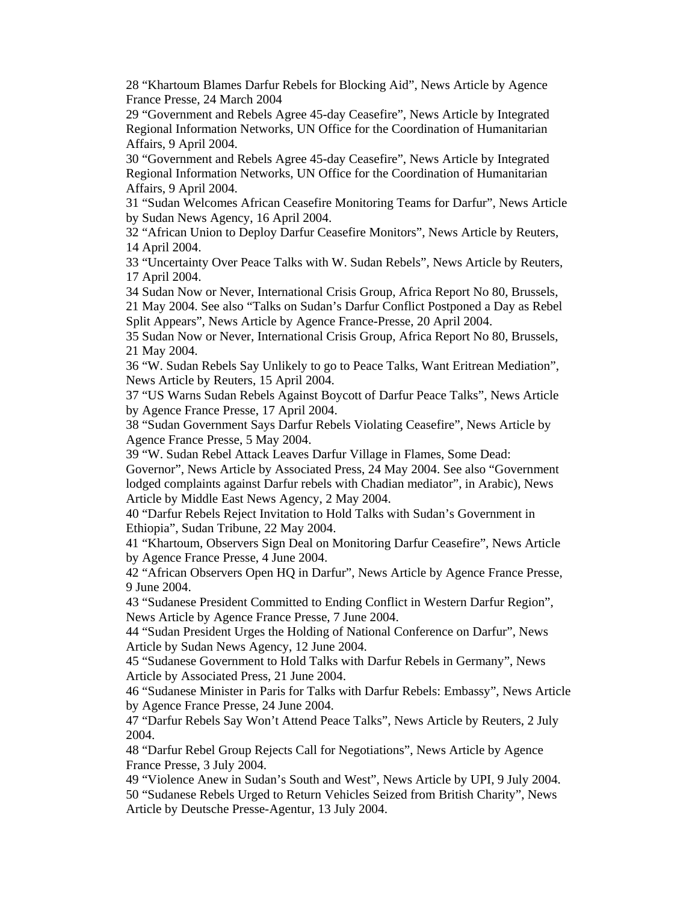28 “Khartoum Blames Darfur Rebels for Blocking Aid”, News Article by Agence France Presse, 24 March 2004

29 “Government and Rebels Agree 45-day Ceasefire”, News Article by Integrated Regional Information Networks, UN Office for the Coordination of Humanitarian Affairs, 9 April 2004.

30 “Government and Rebels Agree 45-day Ceasefire”, News Article by Integrated Regional Information Networks, UN Office for the Coordination of Humanitarian Affairs, 9 April 2004.

31 “Sudan Welcomes African Ceasefire Monitoring Teams for Darfur”, News Article by Sudan News Agency, 16 April 2004.

32 “African Union to Deploy Darfur Ceasefire Monitors”, News Article by Reuters, 14 April 2004.

33 “Uncertainty Over Peace Talks with W. Sudan Rebels”, News Article by Reuters, 17 April 2004.

34 Sudan Now or Never, International Crisis Group, Africa Report No 80, Brussels, 21 May 2004. See also “Talks on Sudan’s Darfur Conflict Postponed a Day as Rebel Split Appears”, News Article by Agence France-Presse, 20 April 2004.

35 Sudan Now or Never, International Crisis Group, Africa Report No 80, Brussels, 21 May 2004.

36 “W. Sudan Rebels Say Unlikely to go to Peace Talks, Want Eritrean Mediation”, News Article by Reuters, 15 April 2004.

37 “US Warns Sudan Rebels Against Boycott of Darfur Peace Talks”, News Article by Agence France Presse, 17 April 2004.

38 “Sudan Government Says Darfur Rebels Violating Ceasefire”, News Article by Agence France Presse, 5 May 2004.

39 “W. Sudan Rebel Attack Leaves Darfur Village in Flames, Some Dead: Governor”, News Article by Associated Press, 24 May 2004. See also “Government lodged complaints against Darfur rebels with Chadian mediator”, in Arabic), News Article by Middle East News Agency, 2 May 2004.

40 “Darfur Rebels Reject Invitation to Hold Talks with Sudan’s Government in Ethiopia”, Sudan Tribune, 22 May 2004.

41 “Khartoum, Observers Sign Deal on Monitoring Darfur Ceasefire”, News Article by Agence France Presse, 4 June 2004.

42 “African Observers Open HQ in Darfur”, News Article by Agence France Presse, 9 June 2004.

43 “Sudanese President Committed to Ending Conflict in Western Darfur Region”, News Article by Agence France Presse, 7 June 2004.

44 “Sudan President Urges the Holding of National Conference on Darfur”, News Article by Sudan News Agency, 12 June 2004.

45 “Sudanese Government to Hold Talks with Darfur Rebels in Germany”, News Article by Associated Press, 21 June 2004.

46 “Sudanese Minister in Paris for Talks with Darfur Rebels: Embassy”, News Article by Agence France Presse, 24 June 2004.

47 “Darfur Rebels Say Won’t Attend Peace Talks”, News Article by Reuters, 2 July 2004.

48 “Darfur Rebel Group Rejects Call for Negotiations”, News Article by Agence France Presse, 3 July 2004.

49 “Violence Anew in Sudan’s South and West”, News Article by UPI, 9 July 2004.

50 “Sudanese Rebels Urged to Return Vehicles Seized from British Charity”, News Article by Deutsche Presse-Agentur, 13 July 2004.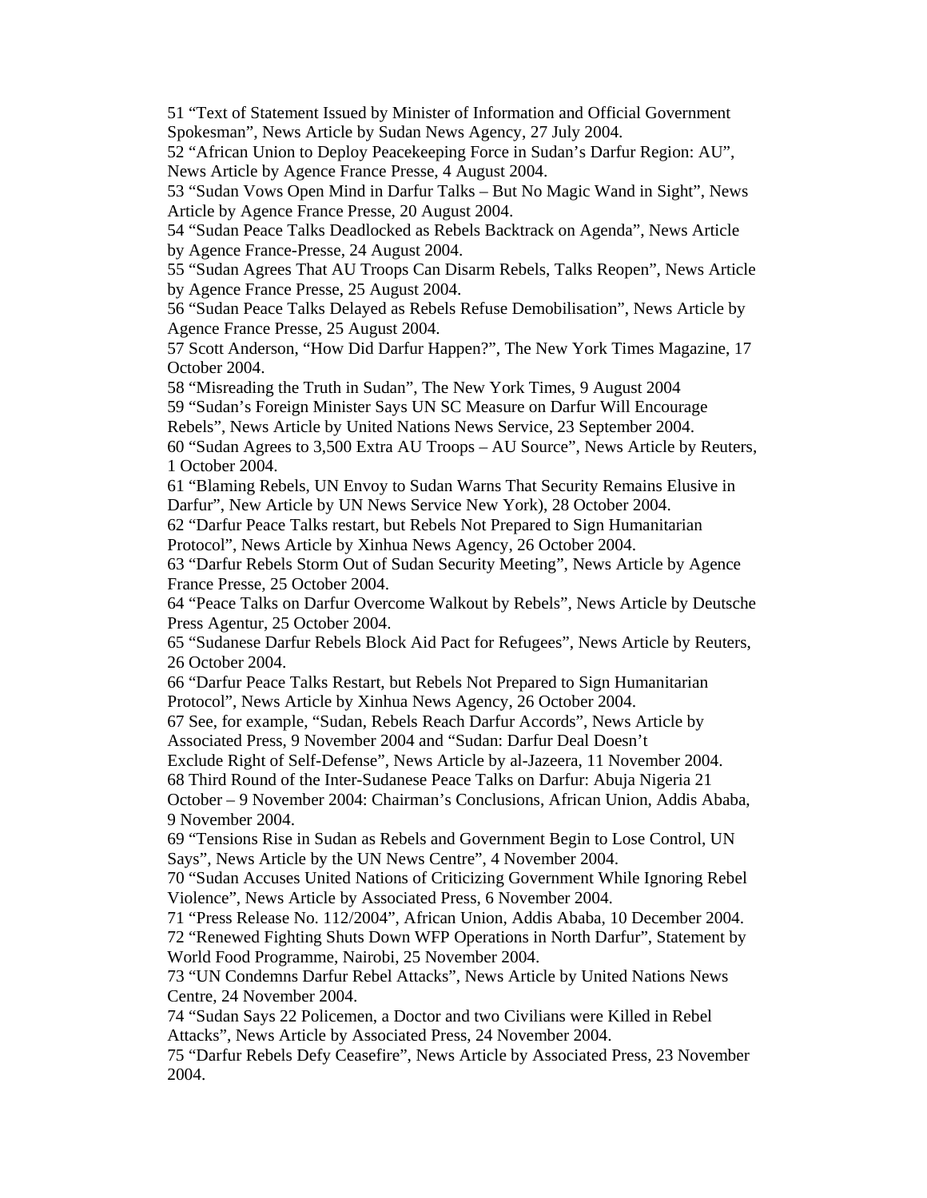51 “Text of Statement Issued by Minister of Information and Official Government Spokesman”, News Article by Sudan News Agency, 27 July 2004.
52 “African Union to Deploy Peacekeeping Force in Sudan’s Darfur Region: AU”, News Article by Agence France Presse, 4 August 2004.
53 “Sudan Vows Open Mind in Darfur Talks – But No Magic Wand in Sight”, News Article by Agence France Presse, 20 August 2004.
54 “Sudan Peace Talks Deadlocked as Rebels Backtrack on Agenda”, News Article by Agence France-Presse, 24 August 2004.
55 “Sudan Agrees That AU Troops Can Disarm Rebels, Talks Reopen”, News Article by Agence France Presse, 25 August 2004.
56 “Sudan Peace Talks Delayed as Rebels Refuse Demobilisation”, News Article by Agence France Presse, 25 August 2004.
57 Scott Anderson, “How Did Darfur Happen?”, The New York Times Magazine, 17 October 2004.
58 “Misreading the Truth in Sudan”, The New York Times, 9 August 2004
59 “Sudan’s Foreign Minister Says UN SC Measure on Darfur Will Encourage Rebels”, News Article by United Nations News Service, 23 September 2004.
60 “Sudan Agrees to 3,500 Extra AU Troops – AU Source”, News Article by Reuters, 1 October 2004.
61 “Blaming Rebels, UN Envoy to Sudan Warns That Security Remains Elusive in Darfur”, New Article by UN News Service New York), 28 October 2004.
62 “Darfur Peace Talks restart, but Rebels Not Prepared to Sign Humanitarian Protocol”, News Article by Xinhua News Agency, 26 October 2004.
63 “Darfur Rebels Storm Out of Sudan Security Meeting”, News Article by Agence France Presse, 25 October 2004.
64 “Peace Talks on Darfur Overcome Walkout by Rebels”, News Article by Deutsche Press Agentur, 25 October 2004.
65 “Sudanese Darfur Rebels Block Aid Pact for Refugees”, News Article by Reuters, 26 October 2004.
66 “Darfur Peace Talks Restart, but Rebels Not Prepared to Sign Humanitarian Protocol”, News Article by Xinhua News Agency, 26 October 2004.
67 See, for example, “Sudan, Rebels Reach Darfur Accords”, News Article by Associated Press, 9 November 2004 and “Sudan: Darfur Deal Doesn’t Exclude Right of Self-Defense”, News Article by al-Jazeera, 11 November 2004.
68 Third Round of the Inter-Sudanese Peace Talks on Darfur: Abuja Nigeria 21 October – 9 November 2004: Chairman’s Conclusions, African Union, Addis Ababa, 9 November 2004.
69 “Tensions Rise in Sudan as Rebels and Government Begin to Lose Control, UN Says”, News Article by the UN News Centre”, 4 November 2004.
70 “Sudan Accuses United Nations of Criticizing Government While Ignoring Rebel Violence”, News Article by Associated Press, 6 November 2004.
71 “Press Release No. 112/2004”, African Union, Addis Ababa, 10 December 2004.
72 “Renewed Fighting Shuts Down WFP Operations in North Darfur”, Statement by World Food Programme, Nairobi, 25 November 2004.
73 “UN Condemns Darfur Rebel Attacks”, News Article by United Nations News Centre, 24 November 2004.
74 “Sudan Says 22 Policemen, a Doctor and two Civilians were Killed in Rebel Attacks”, News Article by Associated Press, 24 November 2004.
75 “Darfur Rebels Defy Ceasefire”, News Article by Associated Press, 23 November 2004.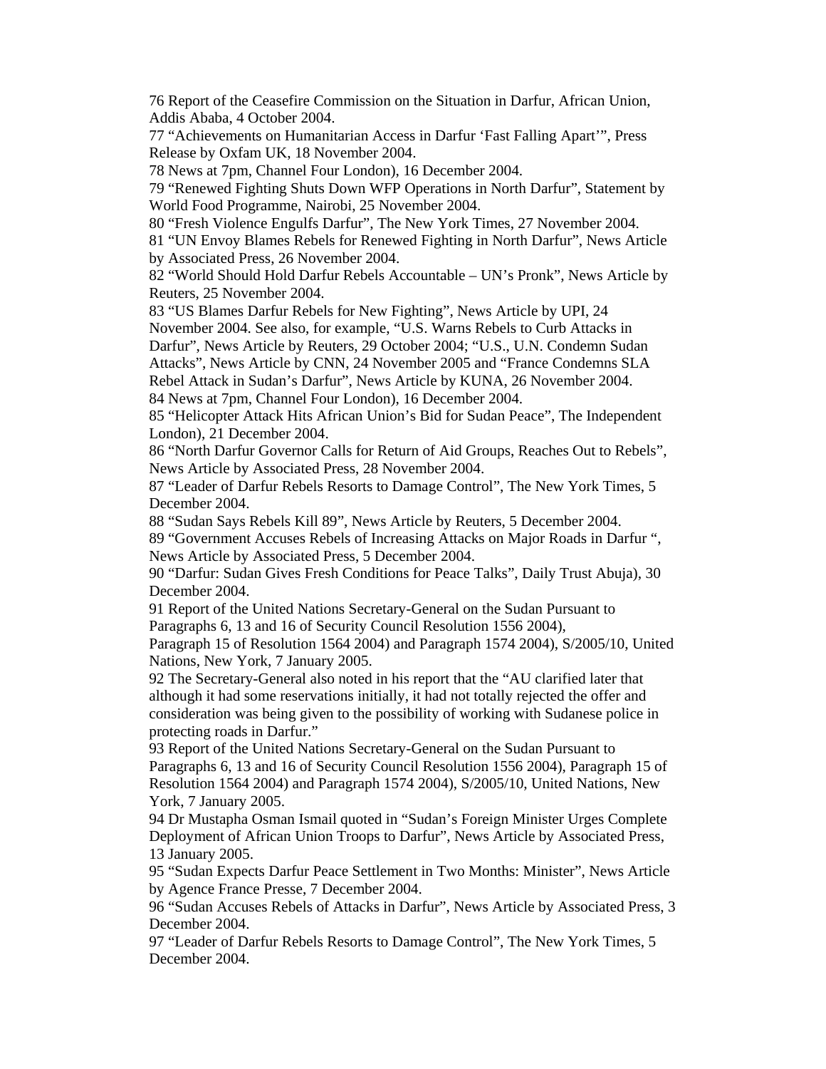76 Report of the Ceasefire Commission on the Situation in Darfur, African Union, Addis Ababa, 4 October 2004.

77 "Achievements on Humanitarian Access in Darfur 'Fast Falling Apart'", Press Release by Oxfam UK, 18 November 2004.

78 News at 7pm, Channel Four London), 16 December 2004.

79 "Renewed Fighting Shuts Down WFP Operations in North Darfur", Statement by World Food Programme, Nairobi, 25 November 2004.

80 "Fresh Violence Engulfs Darfur", The New York Times, 27 November 2004.

81 "UN Envoy Blames Rebels for Renewed Fighting in North Darfur", News Article by Associated Press, 26 November 2004.

82 "World Should Hold Darfur Rebels Accountable – UN's Pronk", News Article by Reuters, 25 November 2004.

83 "US Blames Darfur Rebels for New Fighting", News Article by UPI, 24 November 2004. See also, for example, "U.S. Warns Rebels to Curb Attacks in Darfur", News Article by Reuters, 29 October 2004; "U.S., U.N. Condemn Sudan Attacks", News Article by CNN, 24 November 2005 and "France Condemns SLA Rebel Attack in Sudan's Darfur", News Article by KUNA, 26 November 2004.

84 News at 7pm, Channel Four London), 16 December 2004.

85 "Helicopter Attack Hits African Union's Bid for Sudan Peace", The Independent London), 21 December 2004.

86 "North Darfur Governor Calls for Return of Aid Groups, Reaches Out to Rebels", News Article by Associated Press, 28 November 2004.

87 "Leader of Darfur Rebels Resorts to Damage Control", The New York Times, 5 December 2004.

88 "Sudan Says Rebels Kill 89", News Article by Reuters, 5 December 2004.

89 "Government Accuses Rebels of Increasing Attacks on Major Roads in Darfur ", News Article by Associated Press, 5 December 2004.

90 "Darfur: Sudan Gives Fresh Conditions for Peace Talks", Daily Trust Abuja), 30 December 2004.

91 Report of the United Nations Secretary-General on the Sudan Pursuant to Paragraphs 6, 13 and 16 of Security Council Resolution 1556 2004), Paragraph 15 of Resolution 1564 2004) and Paragraph 1574 2004), S/2005/10, United Nations, New York, 7 January 2005.

92 The Secretary-General also noted in his report that the "AU clarified later that although it had some reservations initially, it had not totally rejected the offer and consideration was being given to the possibility of working with Sudanese police in protecting roads in Darfur."

93 Report of the United Nations Secretary-General on the Sudan Pursuant to Paragraphs 6, 13 and 16 of Security Council Resolution 1556 2004), Paragraph 15 of Resolution 1564 2004) and Paragraph 1574 2004), S/2005/10, United Nations, New York, 7 January 2005.

94 Dr Mustapha Osman Ismail quoted in "Sudan's Foreign Minister Urges Complete Deployment of African Union Troops to Darfur", News Article by Associated Press, 13 January 2005.

95 "Sudan Expects Darfur Peace Settlement in Two Months: Minister", News Article by Agence France Presse, 7 December 2004.

96 "Sudan Accuses Rebels of Attacks in Darfur", News Article by Associated Press, 3 December 2004.

97 "Leader of Darfur Rebels Resorts to Damage Control", The New York Times, 5 December 2004.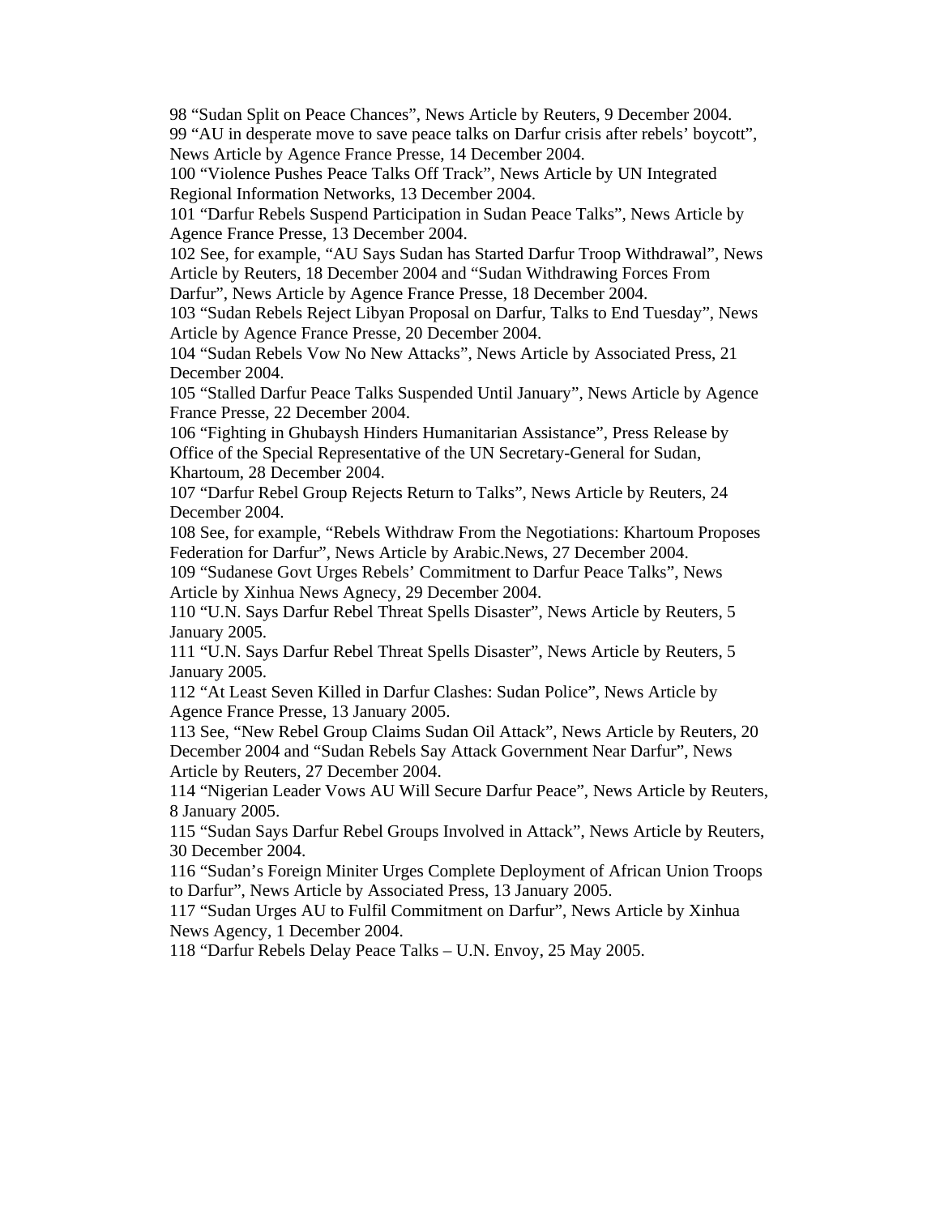98 “Sudan Split on Peace Chances”, News Article by Reuters, 9 December 2004.
99 “AU in desperate move to save peace talks on Darfur crisis after rebels’ boycott”, News Article by Agence France Presse, 14 December 2004.
100 “Violence Pushes Peace Talks Off Track”, News Article by UN Integrated Regional Information Networks, 13 December 2004.
101 “Darfur Rebels Suspend Participation in Sudan Peace Talks”, News Article by Agence France Presse, 13 December 2004.
102 See, for example, “AU Says Sudan has Started Darfur Troop Withdrawal”, News Article by Reuters, 18 December 2004 and “Sudan Withdrawing Forces From Darfur”, News Article by Agence France Presse, 18 December 2004.
103 “Sudan Rebels Reject Libyan Proposal on Darfur, Talks to End Tuesday”, News Article by Agence France Presse, 20 December 2004.
104 “Sudan Rebels Vow No New Attacks”, News Article by Associated Press, 21 December 2004.
105 “Stalled Darfur Peace Talks Suspended Until January”, News Article by Agence France Presse, 22 December 2004.
106 “Fighting in Ghubaysh Hinders Humanitarian Assistance”, Press Release by Office of the Special Representative of the UN Secretary-General for Sudan, Khartoum, 28 December 2004.
107 “Darfur Rebel Group Rejects Return to Talks”, News Article by Reuters, 24 December 2004.
108 See, for example, “Rebels Withdraw From the Negotiations: Khartoum Proposes Federation for Darfur”, News Article by Arabic.News, 27 December 2004.
109 “Sudanese Govt Urges Rebels’ Commitment to Darfur Peace Talks”, News Article by Xinhua News Agecy, 29 December 2004.
110 “U.N. Says Darfur Rebel Threat Spells Disaster”, News Article by Reuters, 5 January 2005.
111 “U.N. Says Darfur Rebel Threat Spells Disaster”, News Article by Reuters, 5 January 2005.
112 “At Least Seven Killed in Darfur Clashes: Sudan Police”, News Article by Agence France Presse, 13 January 2005.
113 See, “New Rebel Group Claims Sudan Oil Attack”, News Article by Reuters, 20 December 2004 and “Sudan Rebels Say Attack Government Near Darfur”, News Article by Reuters, 27 December 2004.
114 “Nigerian Leader Vows AU Will Secure Darfur Peace”, News Article by Reuters, 8 January 2005.
115 “Sudan Says Darfur Rebel Groups Involved in Attack”, News Article by Reuters, 30 December 2004.
116 “Sudan’s Foreign Miniter Urges Complete Deployment of African Union Troops to Darfur”, News Article by Associated Press, 13 January 2005.
117 “Sudan Urges AU to Fulfil Commitment on Darfur”, News Article by Xinhua News Agency, 1 December 2004.
118 “Darfur Rebels Delay Peace Talks – U.N. Envoy, 25 May 2005.